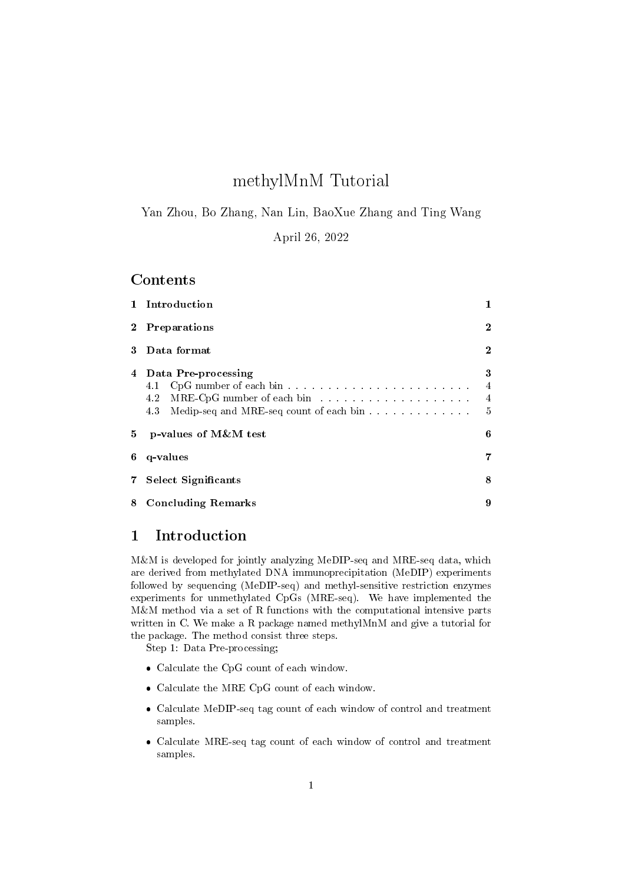# methylMnM Tutorial

Yan Zhou, Bo Zhang, Nan Lin, BaoXue Zhang and Ting Wang

April 26, 2022

## Contents

| | | |
|---|---|---|
| **1** | **Introduction** | **1** |
| **2** | **Preparations** | **2** |
| **3** | **Data format** | **2** |
| **4** | **Data Pre-processing** | **3** |
| | 4.1 CpG number of each bin | 4 |
| | 4.2 MRE-CpG number of each bin | 4 |
| | 4.3 Medip-seq and MRE-seq count of each bin | 5 |
| **5** | **p-values of M&M test** | **6** |
| **6** | **q-values** | **7** |
| **7** | **Select Significants** | **8** |
| **8** | **Concluding Remarks** | **9** |

## 1 Introduction

M&M is developed for jointly analyzing MeDIP-seq and MRE-seq data, which are derived from methylated DNA immunoprecipitation (MeDIP) experiments followed by sequencing (MeDIP-seq) and methyl-sensitive restriction enzymes experiments for unmethylated CpGs (MRE-seq). We have implemented the M&M method via a set of R functions with the computational intensive parts written in C. We make a R package named methylMnM and give a tutorial for the package. The method consist three steps.

Step 1: Data Pre-processing;

- Calculate the CpG count of each window.
- Calculate the MRE CpG count of each window.
- Calculate MeDIP-seq tag count of each window of control and treatment samples.
- Calculate MRE-seq tag count of each window of control and treatment samples.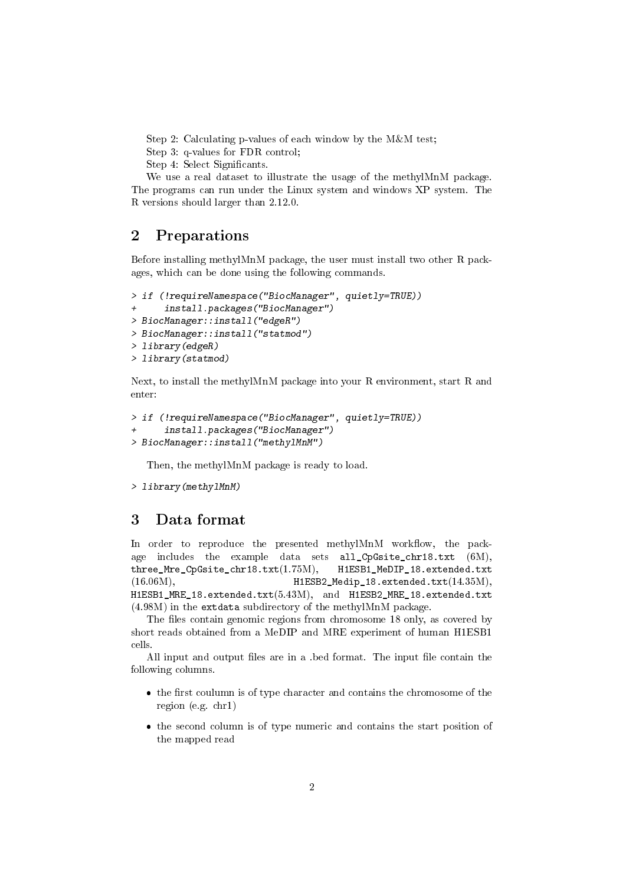Step 2: Calculating p-values of each window by the M&M test;

Step 3: q-values for FDR control;

Step 4: Select Significants.

We use a real dataset to illustrate the usage of the methylMnM package. The programs can run under the Linux system and windows XP system. The R versions should larger than 2.12.0.

## 2 Preparations

Before installing methylMnM package, the user must install two other R packages, which can be done using the following commands.

```
> if (!requireNamespace("BiocManager", quietly=TRUE))
+     install.packages("BiocManager")
> BiocManager::install("edgeR")
> BiocManager::install("statmod")
> library(edgeR)
> library(statmod)
```

Next, to install the methylMnM package into your R environment, start R and enter:

```
> if (!requireNamespace("BiocManager", quietly=TRUE))
+     install.packages("BiocManager")
> BiocManager::install("methylMnM")
```

Then, the methylMnM package is ready to load.

```
> library(methylMnM)
```

## 3 Data format

In order to reproduce the presented methylMnM workflow, the package includes the example data sets `all_CpGsite_chr18.txt` (6M), `three_Mre_CpGsite_chr18.txt`(1.75M), `H1ESB1_MeDIP_18.extended.txt` (16.06M), `H1ESB2_Medip_18.extended.txt`(14.35M), `H1ESB1_MRE_18.extended.txt`(5.43M), and `H1ESB2_MRE_18.extended.txt` (4.98M) in the `extdata` subdirectory of the methylMnM package.

The files contain genomic regions from chromosome 18 only, as covered by short reads obtained from a MeDIP and MRE experiment of human H1ESB1 cells.

All input and output files are in a .bed format. The input file contain the following columns.

- the first coulumn is of type character and contains the chromosome of the region (e.g. chr1)
- the second column is of type numeric and contains the start position of the mapped read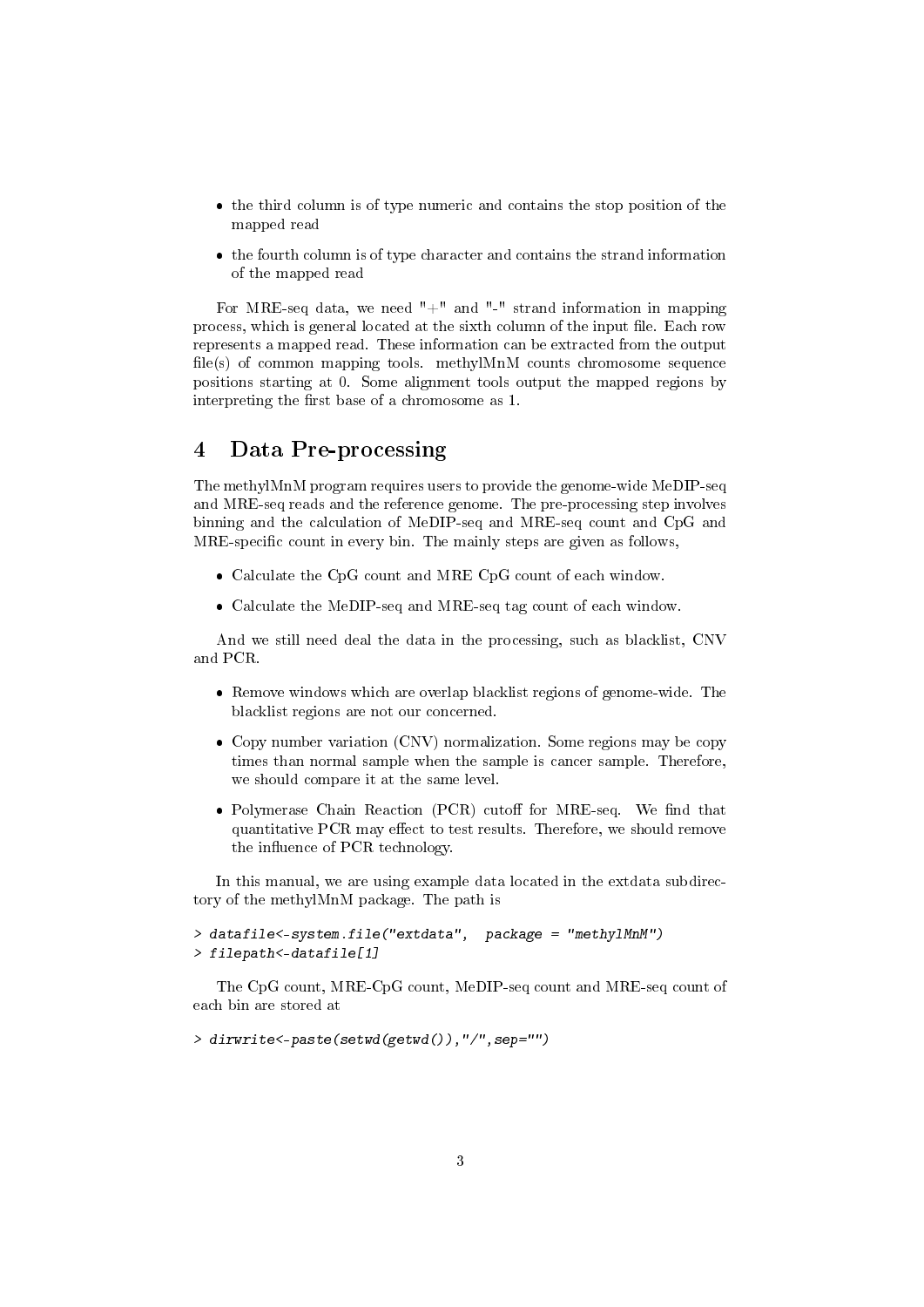- the third column is of type numeric and contains the stop position of the mapped read
- the fourth column is of type character and contains the strand information of the mapped read

For MRE-seq data, we need "+" and "-" strand information in mapping process, which is general located at the sixth column of the input file. Each row represents a mapped read. These information can be extracted from the output file(s) of common mapping tools. methylMnM counts chromosome sequence positions starting at 0. Some alignment tools output the mapped regions by interpreting the first base of a chromosome as 1.

## 4 Data Pre-processing

The methylMnM program requires users to provide the genome-wide MeDIP-seq and MRE-seq reads and the reference genome. The pre-processing step involves binning and the calculation of MeDIP-seq and MRE-seq count and CpG and MRE-specific count in every bin. The mainly steps are given as follows,

- Calculate the CpG count and MRE CpG count of each window.
- Calculate the MeDIP-seq and MRE-seq tag count of each window.

And we still need deal the data in the processing, such as blacklist, CNV and PCR.

- Remove windows which are overlap blacklist regions of genome-wide. The blacklist regions are not our concerned.
- Copy number variation (CNV) normalization. Some regions may be copy times than normal sample when the sample is cancer sample. Therefore, we should compare it at the same level.
- Polymerase Chain Reaction (PCR) cutoff for MRE-seq. We find that quantitative PCR may effect to test results. Therefore, we should remove the influence of PCR technology.

In this manual, we are using example data located in the extdata subdirectory of the methylMnM package. The path is

```
> datafile<-system.file("extdata",  package = "methylMnM")
> filepath<-datafile[1]
```

The CpG count, MRE-CpG count, MeDIP-seq count and MRE-seq count of each bin are stored at

```
> dirwrite<-paste(setwd(getwd()),"/",sep="")
```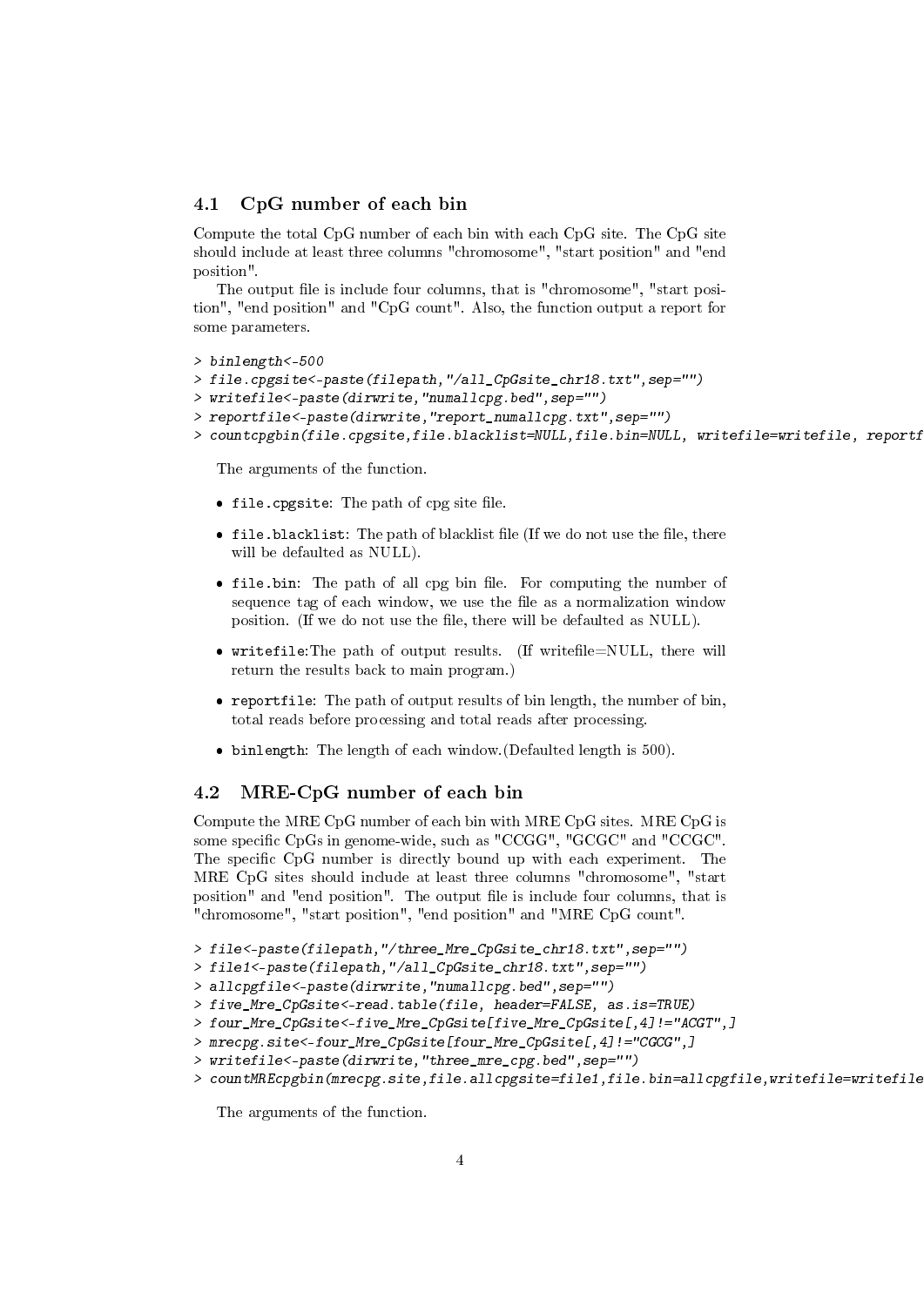## 4.1 CpG number of each bin

Compute the total CpG number of each bin with each CpG site. The CpG site should include at least three columns "chromosome", "start position" and "end position".

The output file is include four columns, that is "chromosome", "start position", "end position" and "CpG count". Also, the function output a report for some parameters.

```
> binlength<-500
> file.cpgsite<-paste(filepath,"/all_CpGsite_chr18.txt",sep="")
> writefile<-paste(dirwrite,"numallcpg.bed",sep="")
> reportfile<-paste(dirwrite,"report_numallcpg.txt",sep="")
> countcpgbin(file.cpgsite,file.blacklist=NULL,file.bin=NULL, writefile=writefile, reportf
```

The arguments of the function.

- `file.cpgsite`: The path of cpg site file.
- `file.blacklist`: The path of blacklist file (If we do not use the file, there will be defaulted as NULL).
- `file.bin`: The path of all cpg bin file. For computing the number of sequence tag of each window, we use the file as a normalization window position. (If we do not use the file, there will be defaulted as NULL).
- `writefile`:The path of output results. (If writefile=NULL, there will return the results back to main program.)
- `reportfile`: The path of output results of bin length, the number of bin, total reads before processing and total reads after processing.
- `binlength`: The length of each window.(Defaulted length is 500).

## 4.2 MRE-CpG number of each bin

Compute the MRE CpG number of each bin with MRE CpG sites. MRE CpG is some specific CpGs in genome-wide, such as "CCGG", "GCGC" and "CCGC". The specific CpG number is directly bound up with each experiment. The MRE CpG sites should include at least three columns "chromosome", "start position" and "end position". The output file is include four columns, that is "chromosome", "start position", "end position" and "MRE CpG count".

```
> file<-paste(filepath,"/three_Mre_CpGsite_chr18.txt",sep="")
> file1<-paste(filepath,"/all_CpGsite_chr18.txt",sep="")
> allcpgfile<-paste(dirwrite,"numallcpg.bed",sep="")
> five_Mre_CpGsite<-read.table(file, header=FALSE, as.is=TRUE)
> four_Mre_CpGsite<-five_Mre_CpGsite[five_Mre_CpGsite[,4]!="ACGT",]
> mrecpg.site<-four_Mre_CpGsite[four_Mre_CpGsite[,4]!="CGCG",]
> writefile<-paste(dirwrite,"three_mre_cpg.bed",sep="")
> countMREcpgbin(mrecpg.site,file.allcpgsite=file1,file.bin=allcpgfile,writefile=writefile
```

The arguments of the function.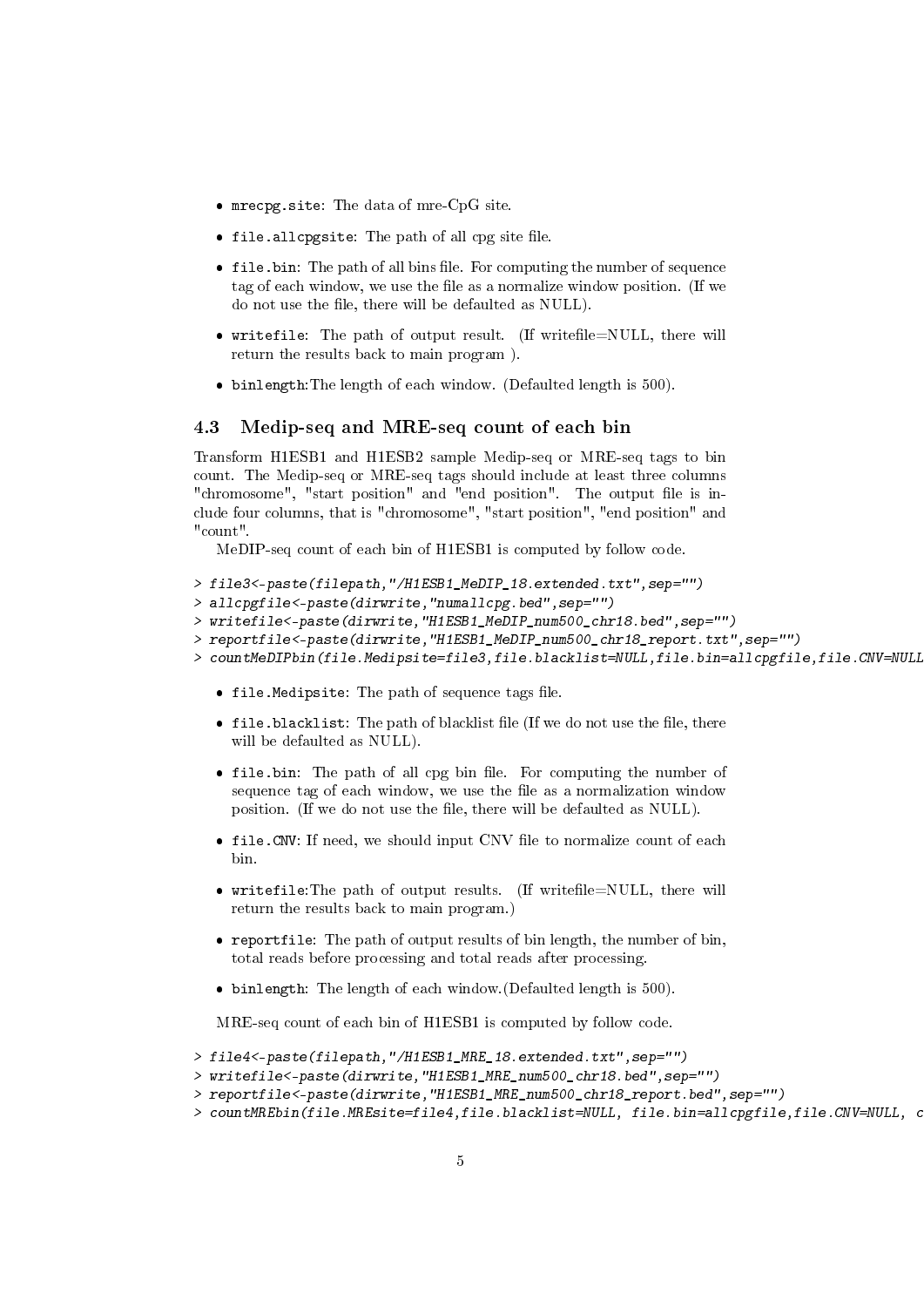- `mrecpg.site`: The data of mre-CpG site.

- `file.allcpgsite`: The path of all cpg site file.

- `file.bin`: The path of all bins file. For computing the number of sequence tag of each window, we use the file as a normalize window position. (If we do not use the file, there will be defaulted as NULL).

- `writefile`: The path of output result. (If writefile=NULL, there will return the results back to main program ).

- `binlength`:The length of each window. (Defaulted length is 500).

## 4.3 Medip-seq and MRE-seq count of each bin

Transform H1ESB1 and H1ESB2 sample Medip-seq or MRE-seq tags to bin count. The Medip-seq or MRE-seq tags should include at least three columns "chromosome", "start position" and "end position". The output file is include four columns, that is "chromosome", "start position", "end position" and "count".

MeDIP-seq count of each bin of H1ESB1 is computed by follow code.

```
> file3<-paste(filepath,"/H1ESB1_MeDIP_18.extended.txt",sep="")
> allcpgfile<-paste(dirwrite,"numallcpg.bed",sep="")
> writefile<-paste(dirwrite,"H1ESB1_MeDIP_num500_chr18.bed",sep="")
> reportfile<-paste(dirwrite,"H1ESB1_MeDIP_num500_chr18_report.txt",sep="")
> countMeDIPbin(file.Medipsite=file3,file.blacklist=NULL,file.bin=allcpgfile,file.CNV=NULL
```

- `file.Medipsite`: The path of sequence tags file.

- `file.blacklist`: The path of blacklist file (If we do not use the file, there will be defaulted as NULL).

- `file.bin`: The path of all cpg bin file. For computing the number of sequence tag of each window, we use the file as a normalization window position. (If we do not use the file, there will be defaulted as NULL).

- `file.CNV`: If need, we should input CNV file to normalize count of each bin.

- `writefile`:The path of output results. (If writefile=NULL, there will return the results back to main program.)

- `reportfile`: The path of output results of bin length, the number of bin, total reads before processing and total reads after processing.

- `binlength`: The length of each window.(Defaulted length is 500).

MRE-seq count of each bin of H1ESB1 is computed by follow code.

```
> file4<-paste(filepath,"/H1ESB1_MRE_18.extended.txt",sep="")
> writefile<-paste(dirwrite,"H1ESB1_MRE_num500_chr18.bed",sep="")
> reportfile<-paste(dirwrite,"H1ESB1_MRE_num500_chr18_report.bed",sep="")
> countMREbin(file.MREsite=file4,file.blacklist=NULL, file.bin=allcpgfile,file.CNV=NULL, c
```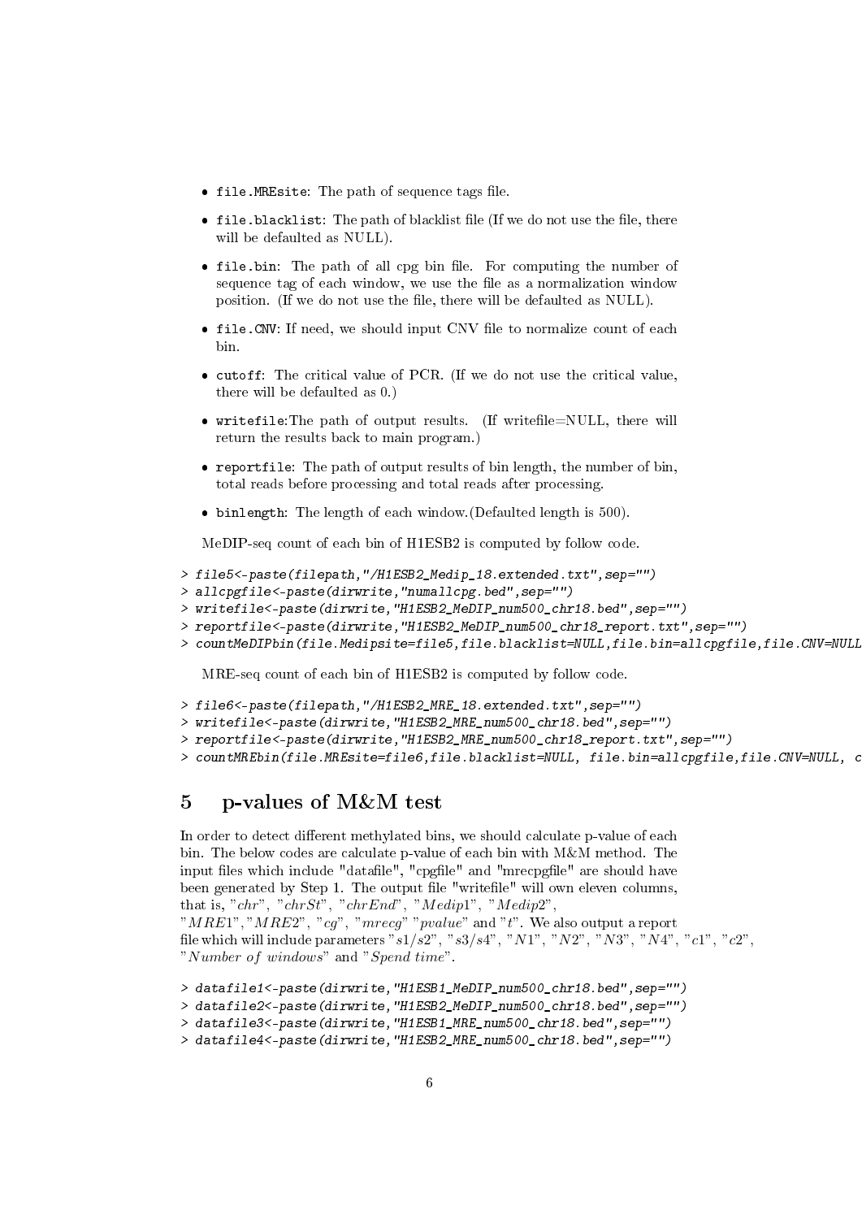- `file.MREsite`: The path of sequence tags file.
- `file.blacklist`: The path of blacklist file (If we do not use the file, there will be defaulted as NULL).
- `file.bin`: The path of all cpg bin file. For computing the number of sequence tag of each window, we use the file as a normalization window position. (If we do not use the file, there will be defaulted as NULL).
- `file.CNV`: If need, we should input CNV file to normalize count of each bin.
- `cutoff`: The critical value of PCR. (If we do not use the critical value, there will be defaulted as 0.)
- `writefile`:The path of output results. (If writefile=NULL, there will return the results back to main program.)
- `reportfile`: The path of output results of bin length, the number of bin, total reads before processing and total reads after processing.
- `binlength`: The length of each window.(Defaulted length is 500).

MeDIP-seq count of each bin of H1ESB2 is computed by follow code.

```
> file5<-paste(filepath,"/H1ESB2_Medip_18.extended.txt",sep="")
> allcpgfile<-paste(dirwrite,"numallcpg.bed",sep="")
> writefile<-paste(dirwrite,"H1ESB2_MeDIP_num500_chr18.bed",sep="")
> reportfile<-paste(dirwrite,"H1ESB2_MeDIP_num500_chr18_report.txt",sep="")
> countMeDIPbin(file.Medipsite=file5,file.blacklist=NULL,file.bin=allcpgfile,file.CNV=NULL
```

MRE-seq count of each bin of H1ESB2 is computed by follow code.

```
> file6<-paste(filepath,"/H1ESB2_MRE_18.extended.txt",sep="")
> writefile<-paste(dirwrite,"H1ESB2_MRE_num500_chr18.bed",sep="")
> reportfile<-paste(dirwrite,"H1ESB2_MRE_num500_chr18_report.txt",sep="")
> countMREbin(file.MREsite=file6,file.blacklist=NULL, file.bin=allcpgfile,file.CNV=NULL, c
```

## 5 p-values of M&M test

In order to detect different methylated bins, we should calculate p-value of each bin. The below codes are calculate p-value of each bin with M&M method. The input files which include "datafile", "cpgfile" and "mrecpgfile" are should have been generated by Step 1. The output file "writefile" will own eleven columns, that is, "*chr*", "*chrSt*", "*chrEnd*", "*Medip*1", "*Medip*2", "*MRE*1","*MRE*2", "*cg*", "*mrecg*" "*pvalue*" and "*t*". We also output a report file which will include parameters "$s1/s2$", "$s3/s4$", "$N1$", "$N2$", "$N3$", "$N4$", "$c1$", "$c2$", "*Number of windows*" and "*Spend time*".

```
> datafile1<-paste(dirwrite,"H1ESB1_MeDIP_num500_chr18.bed",sep="")
> datafile2<-paste(dirwrite,"H1ESB2_MeDIP_num500_chr18.bed",sep="")
> datafile3<-paste(dirwrite,"H1ESB1_MRE_num500_chr18.bed",sep="")
> datafile4<-paste(dirwrite,"H1ESB2_MRE_num500_chr18.bed",sep="")
```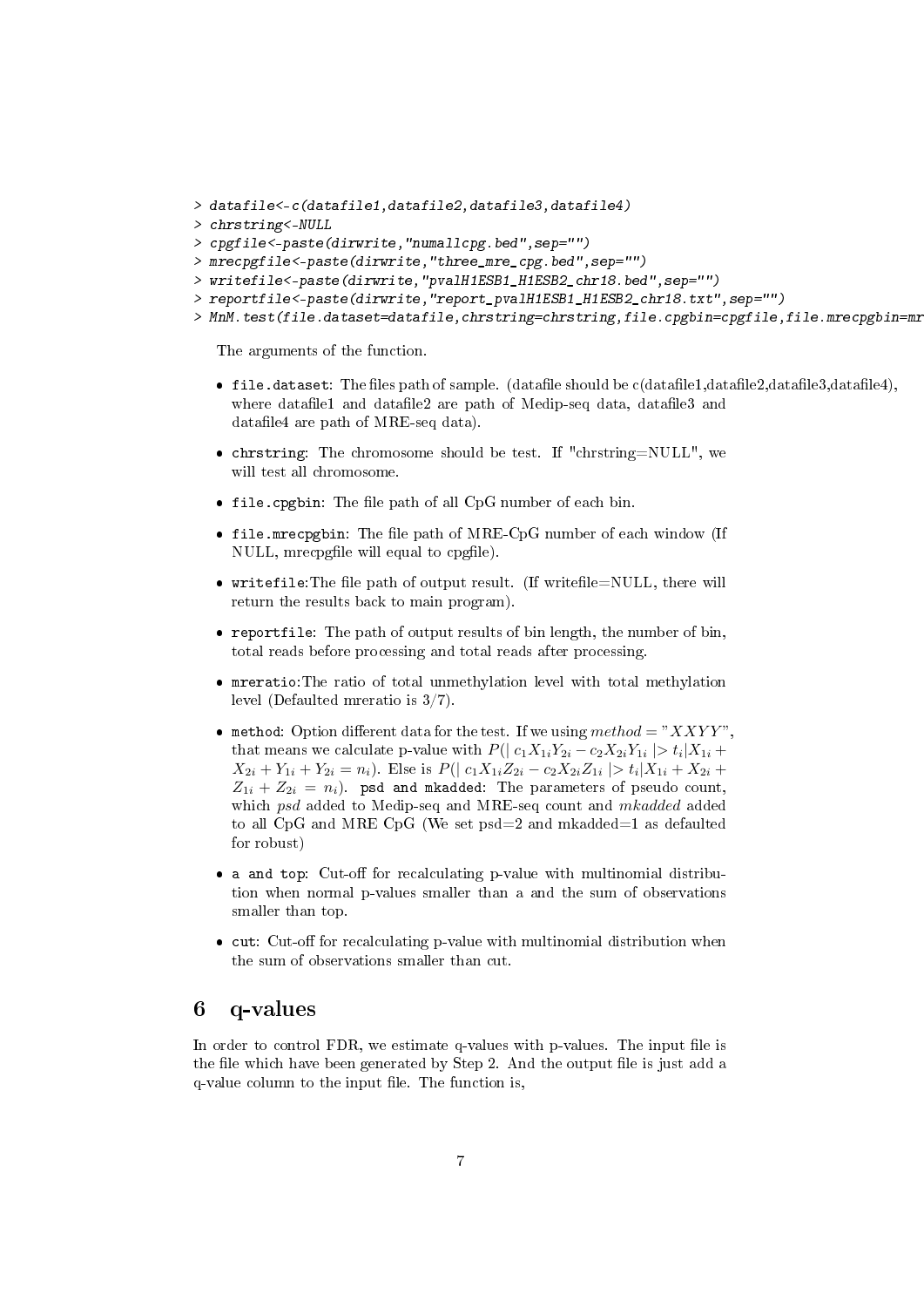```
> datafile<-c(datafile1,datafile2,datafile3,datafile4)
> chrstring<-NULL
> cpgfile<-paste(dirwrite,"numallcpg.bed",sep="")
> mrecpgfile<-paste(dirwrite,"three_mre_cpg.bed",sep="")
> writefile<-paste(dirwrite,"pvalH1ESB1_H1ESB2_chr18.bed",sep="")
> reportfile<-paste(dirwrite,"report_pvalH1ESB1_H1ESB2_chr18.txt",sep="")
> MnM.test(file.dataset=datafile,chrstring=chrstring,file.cpgbin=cpgfile,file.mrecpgbin=mr
```

The arguments of the function.

- `file.dataset`: The files path of sample. (datafile should be c(datafile1,datafile2,datafile3,datafile4), where datafile1 and datafile2 are path of Medip-seq data, datafile3 and datafile4 are path of MRE-seq data).
- `chrstring`: The chromosome should be test. If "chrstring=NULL", we will test all chromosome.
- `file.cpgbin`: The file path of all CpG number of each bin.
- `file.mrecpgbin`: The file path of MRE-CpG number of each window (If NULL, mrecpgfile will equal to cpgfile).
- `writefile`:The file path of output result. (If writefile=NULL, there will return the results back to main program).
- `reportfile`: The path of output results of bin length, the number of bin, total reads before processing and total reads after processing.
- `mreratio`:The ratio of total unmethylation level with total methylation level (Defaulted mreratio is 3/7).
- `method`: Option different data for the test. If we using $method = "XXYY"$, that means we calculate p-value with $P(\mid c_1X_{1i}Y_{2i} - c_2X_{2i}Y_{1i} \mid > t_i \mid X_{1i} + X_{2i} + Y_{1i} + Y_{2i} = n_i)$. Else is $P(\mid c_1X_{1i}Z_{2i} - c_2X_{2i}Z_{1i} \mid > t_i \mid X_{1i} + X_{2i} + Z_{1i} + Z_{2i} = n_i)$. `psd and mkadded`: The parameters of pseudo count, which *psd* added to Medip-seq and MRE-seq count and *mkadded* added to all CpG and MRE CpG (We set psd=2 and mkadded=1 as defaulted for robust)
- `a and top`: Cut-off for recalculating p-value with multinomial distribution when normal p-values smaller than a and the sum of observations smaller than top.
- `cut`: Cut-off for recalculating p-value with multinomial distribution when the sum of observations smaller than cut.

## 6 q-values

In order to control FDR, we estimate q-values with p-values. The input file is the file which have been generated by Step 2. And the output file is just add a q-value column to the input file. The function is,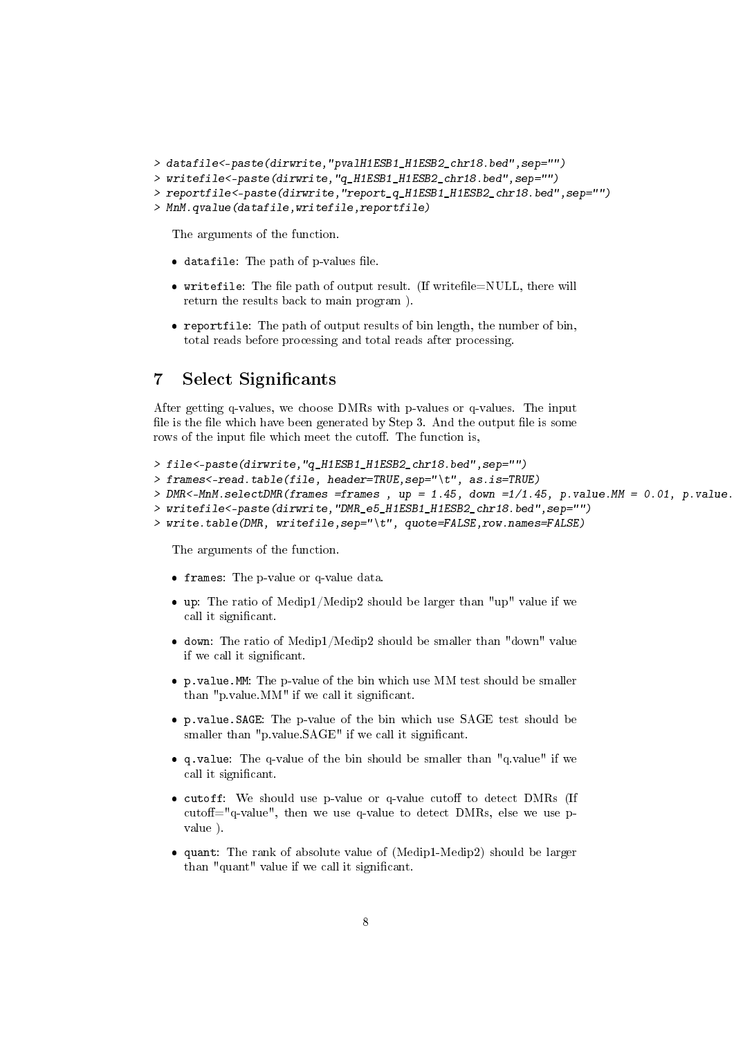```
> datafile<-paste(dirwrite,"pvalH1ESB1_H1ESB2_chr18.bed",sep="")
> writefile<-paste(dirwrite,"q_H1ESB1_H1ESB2_chr18.bed",sep="")
> reportfile<-paste(dirwrite,"report_q_H1ESB1_H1ESB2_chr18.bed",sep="")
> MnM.qvalue(datafile,writefile,reportfile)
```

The arguments of the function.

- `datafile`: The path of p-values file.
- `writefile`: The file path of output result. (If writefile=NULL, there will return the results back to main program ).
- `reportfile`: The path of output results of bin length, the number of bin, total reads before processing and total reads after processing.

## 7 Select Significants

After getting q-values, we choose DMRs with p-values or q-values. The input file is the file which have been generated by Step 3. And the output file is some rows of the input file which meet the cutoff. The function is,

```
> file<-paste(dirwrite,"q_H1ESB1_H1ESB2_chr18.bed",sep="")
> frames<-read.table(file, header=TRUE,sep="\t", as.is=TRUE)
> DMR<-MnM.selectDMR(frames =frames , up = 1.45, down =1/1.45, p.value.MM = 0.01, p.value.
> writefile<-paste(dirwrite,"DMR_e5_H1ESB1_H1ESB2_chr18.bed",sep="")
> write.table(DMR, writefile,sep="\t", quote=FALSE,row.names=FALSE)
```

The arguments of the function.

- `frames`: The p-value or q-value data.
- `up`: The ratio of Medip1/Medip2 should be larger than "up" value if we call it significant.
- `down`: The ratio of Medip1/Medip2 should be smaller than "down" value if we call it significant.
- `p.value.MM`: The p-value of the bin which use MM test should be smaller than "p.value.MM" if we call it significant.
- `p.value.SAGE`: The p-value of the bin which use SAGE test should be smaller than "p.value.SAGE" if we call it significant.
- `q.value`: The q-value of the bin should be smaller than "q.value" if we call it significant.
- `cutoff`: We should use p-value or q-value cutoff to detect DMRs (If cutoff="q-value", then we use q-value to detect DMRs, else we use p-value ).
- `quant`: The rank of absolute value of (Medip1-Medip2) should be larger than "quant" value if we call it significant.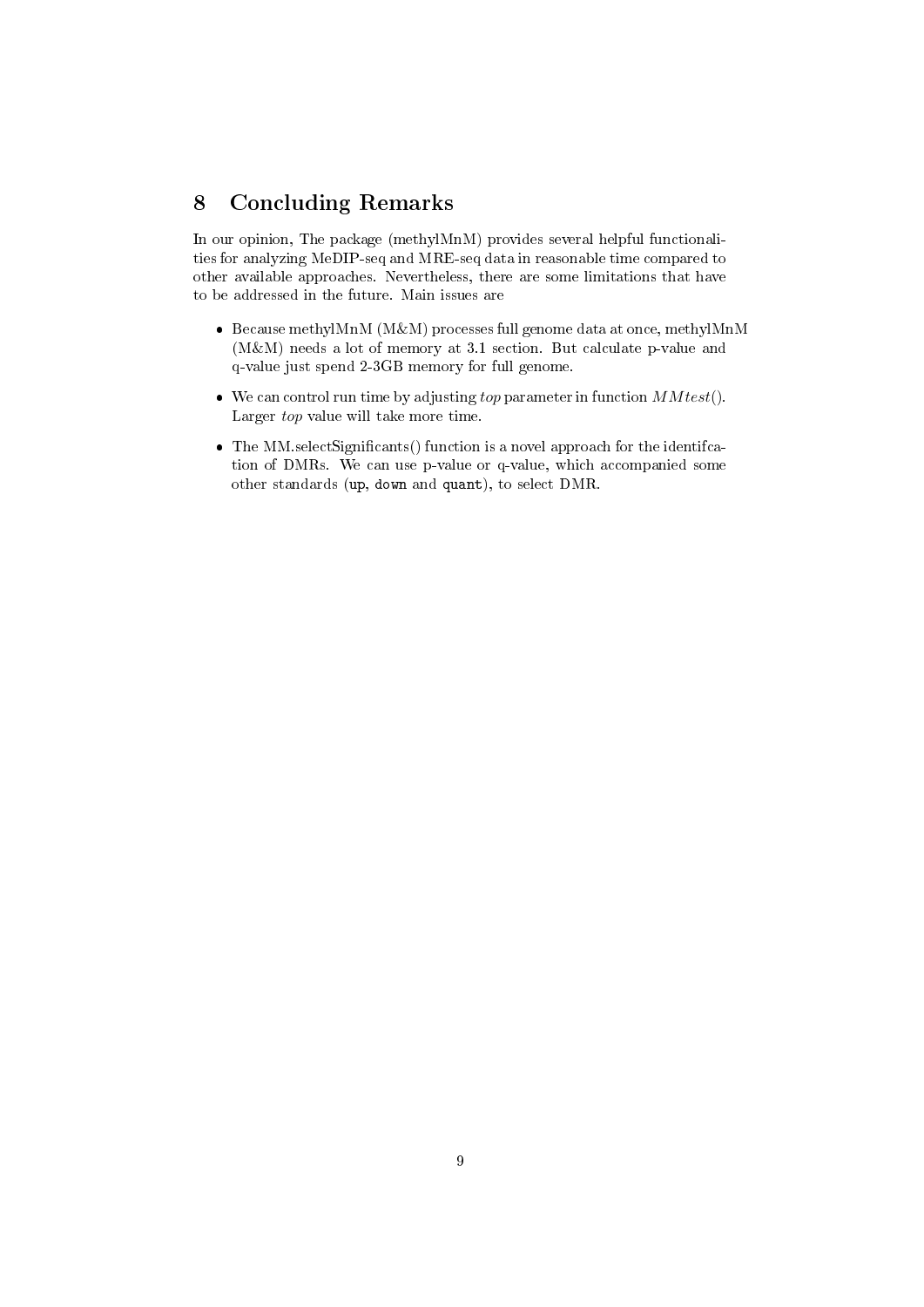## 8 Concluding Remarks

In our opinion, The package (methylMnM) provides several helpful functionalities for analyzing MeDIP-seq and MRE-seq data in reasonable time compared to other available approaches. Nevertheless, there are some limitations that have to be addressed in the future. Main issues are

- Because methylMnM (M&M) processes full genome data at once, methylMnM (M&M) needs a lot of memory at 3.1 section. But calculate p-value and q-value just spend 2-3GB memory for full genome.
- We can control run time by adjusting *top* parameter in function *MMtest*(). Larger *top* value will take more time.
- The MM.selectSignificants() function is a novel approach for the identifcation of DMRs. We can use p-value or q-value, which accompanied some other standards (`up`, `down` and `quant`), to select DMR.